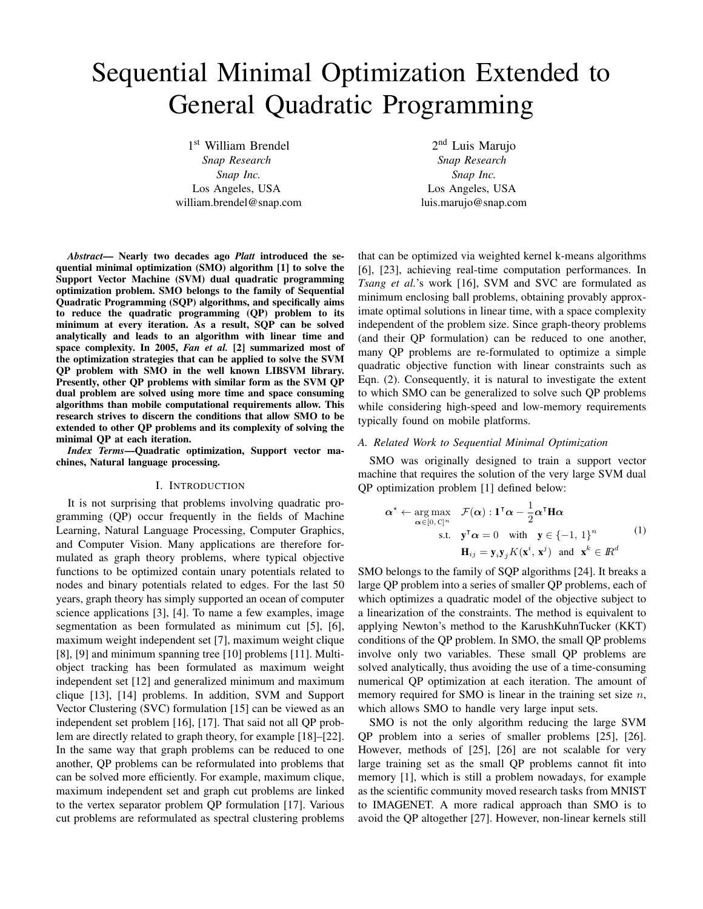# Sequential Minimal Optimization Extended to General Quadratic Programming

1[st] William Brendel
*Snap Research*
*Snap Inc.*
Los Angeles, USA
william.brendel@snap.com

2[nd] Luis Marujo
*Snap Research*
*Snap Inc.*
Los Angeles, USA
luis.marujo@snap.com

***Abstract*— Nearly two decades ago *Platt* introduced the sequential minimal optimization (SMO) algorithm [1] to solve the Support Vector Machine (SVM) dual quadratic programming optimization problem. SMO belongs to the family of Sequential Quadratic Programming (SQP) algorithms, and specifically aims to reduce the quadratic programming (QP) problem to its minimum at every iteration. As a result, SQP can be solved analytically and leads to an algorithm with linear time and space complexity. In 2005, *Fan et al.* [2] summarized most of the optimization strategies that can be applied to solve the SVM QP problem with SMO in the well known LIBSVM library. Presently, other QP problems with similar form as the SVM QP dual problem are solved using more time and space consuming algorithms than mobile computational requirements allow. This research strives to discern the conditions that allow SMO to be extended to other QP problems and its complexity of solving the minimal QP at each iteration.**

***Index Terms*—Quadratic optimization, Support vector machines, Natural language processing.**

## I. Introduction

It is not surprising that problems involving quadratic programming (QP) occur frequently in the fields of Machine Learning, Natural Language Processing, Computer Graphics, and Computer Vision. Many applications are therefore formulated as graph theory problems, where typical objective functions to be optimized contain unary potentials related to nodes and binary potentials related to edges. For the last 50 years, graph theory has simply supported an ocean of computer science applications [3], [4]. To name a few examples, image segmentation as been formulated as minimum cut [5], [6], maximum weight independent set [7], maximum weight clique [8], [9] and minimum spanning tree [10] problems [11]. Multi-object tracking has been formulated as maximum weight independent set [12] and generalized minimum and maximum clique [13], [14] problems. In addition, SVM and Support Vector Clustering (SVC) formulation [15] can be viewed as an independent set problem [16], [17]. That said not all QP problem are directly related to graph theory, for example [18]–[22]. In the same way that graph problems can be reduced to one another, QP problems can be reformulated into problems that can be solved more efficiently. For example, maximum clique, maximum independent set and graph cut problems are linked to the vertex separator problem QP formulation [17]. Various cut problems are reformulated as spectral clustering problems that can be optimized via weighted kernel k-means algorithms [6], [23], achieving real-time computation performances. In *Tsang et al.*'s work [16], SVM and SVC are formulated as minimum enclosing ball problems, obtaining provably approximate optimal solutions in linear time, with a space complexity independent of the problem size. Since graph-theory problems (and their QP formulation) can be reduced to one another, many QP problems are re-formulated to optimize a simple quadratic objective function with linear constraints such as Eqn. (2). Consequently, it is natural to investigate the extent to which SMO can be generalized to solve such QP problems while considering high-speed and low-memory requirements typically found on mobile platforms.

### A. Related Work to Sequential Minimal Optimization

SMO was originally designed to train a support vector machine that requires the solution of the very large SVM dual QP optimization problem [1] defined below:

$$
\begin{aligned}
\boldsymbol{\alpha}^{\star} \leftarrow \underset{\boldsymbol{\alpha}\in[0,\,C]^n}{\arg\max} \quad & \mathcal{F}(\boldsymbol{\alpha}) : \mathbf{1}^{\intercal}\boldsymbol{\alpha} - \frac{1}{2}\boldsymbol{\alpha}^{\intercal}\mathbf{H}\boldsymbol{\alpha} \\
\text{s.t.} \quad & \mathbf{y}^{\intercal}\boldsymbol{\alpha} = 0 \quad \text{with} \quad \mathbf{y} \in \{-1,\,1\}^n \\
& \mathbf{H}_{ij} = \mathbf{y}_i\mathbf{y}_j K(\mathbf{x}^i,\,\mathbf{x}^j) \;\; \text{and} \;\; \mathbf{x}^k \in \mathbb{R}^d
\end{aligned} \tag{1}
$$

SMO belongs to the family of SQP algorithms [24]. It breaks a large QP problem into a series of smaller QP problems, each of which optimizes a quadratic model of the objective subject to a linearization of the constraints. The method is equivalent to applying Newton's method to the KarushKuhnTucker (KKT) conditions of the QP problem. In SMO, the small QP problems involve only two variables. These small QP problems are solved analytically, thus avoiding the use of a time-consuming numerical QP optimization at each iteration. The amount of memory required for SMO is linear in the training set size $n$, which allows SMO to handle very large input sets.

SMO is not the only algorithm reducing the large SVM QP problem into a series of smaller problems [25], [26]. However, methods of [25], [26] are not scalable for very large training set as the small QP problems cannot fit into memory [1], which is still a problem nowadays, for example as the scientific community moved research tasks from MNIST to IMAGENET. A more radical approach than SMO is to avoid the QP altogether [27]. However, non-linear kernels still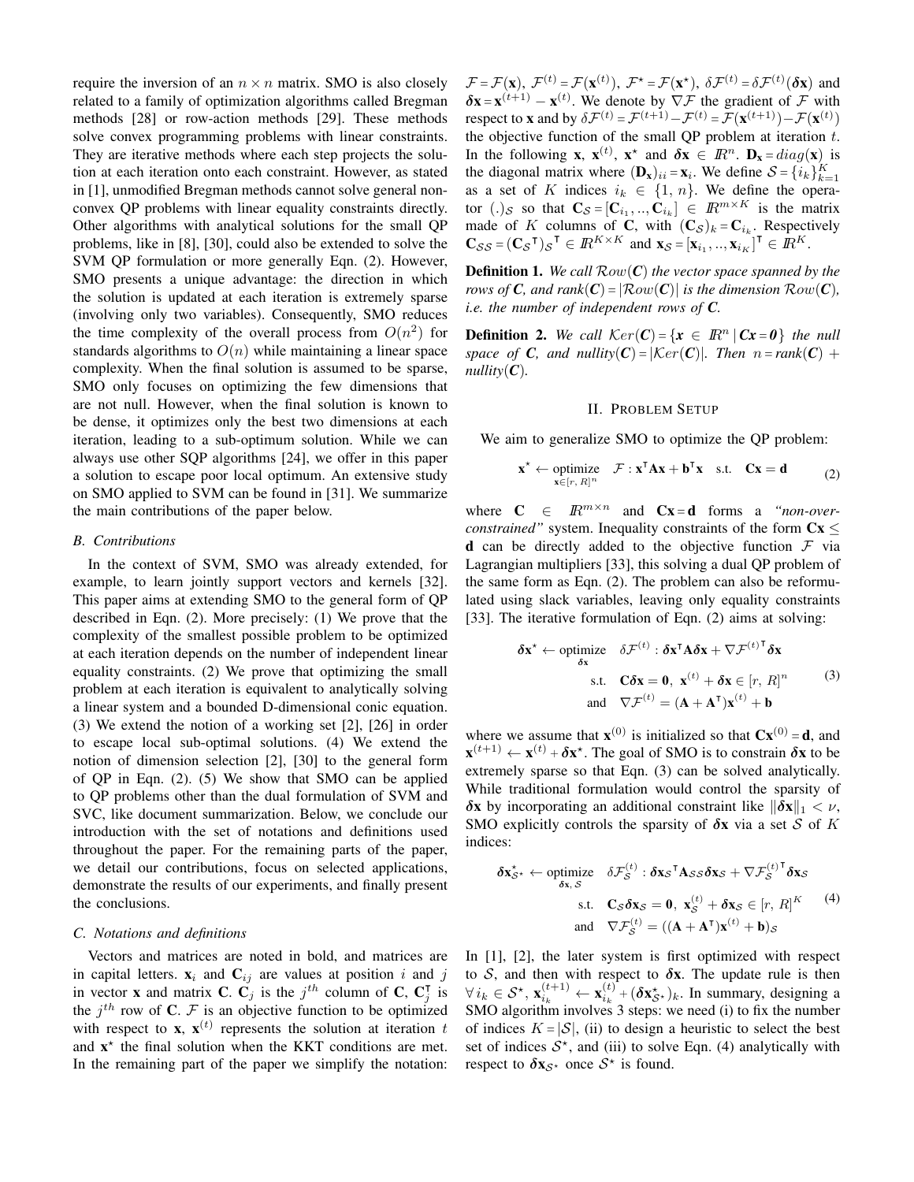require the inversion of an $n \times n$ matrix. SMO is also closely related to a family of optimization algorithms called Bregman methods [28] or row-action methods [29]. These methods solve convex programming problems with linear constraints. They are iterative methods where each step projects the solution at each iteration onto each constraint. However, as stated in [1], unmodified Bregman methods cannot solve general non-convex QP problems with linear equality constraints directly. Other algorithms with analytical solutions for the small QP problems, like in [8], [30], could also be extended to solve the SVM QP formulation or more generally Eqn. (2). However, SMO presents a unique advantage: the direction in which the solution is updated at each iteration is extremely sparse (involving only two variables). Consequently, SMO reduces the time complexity of the overall process from $O(n^2)$ for standards algorithms to $O(n)$ while maintaining a linear space complexity. When the final solution is assumed to be sparse, SMO only focuses on optimizing the few dimensions that are not null. However, when the final solution is known to be dense, it optimizes only the best two dimensions at each iteration, leading to a sub-optimum solution. While we can always use other SQP algorithms [24], we offer in this paper a solution to escape poor local optimum. An extensive study on SMO applied to SVM can be found in [31]. We summarize the main contributions of the paper below.

### *B. Contributions*

In the context of SVM, SMO was already extended, for example, to learn jointly support vectors and kernels [32]. This paper aims at extending SMO to the general form of QP described in Eqn. (2). More precisely: (1) We prove that the complexity of the smallest possible problem to be optimized at each iteration depends on the number of independent linear equality constraints. (2) We prove that optimizing the small problem at each iteration is equivalent to analytically solving a linear system and a bounded D-dimensional conic equation. (3) We extend the notion of a working set [2], [26] in order to escape local sub-optimal solutions. (4) We extend the notion of dimension selection [2], [30] to the general form of QP in Eqn. (2). (5) We show that SMO can be applied to QP problems other than the dual formulation of SVM and SVC, like document summarization. Below, we conclude our introduction with the set of notations and definitions used throughout the paper. For the remaining parts of the paper, we detail our contributions, focus on selected applications, demonstrate the results of our experiments, and finally present the conclusions.

### *C. Notations and definitions*

Vectors and matrices are noted in bold, and matrices are in capital letters. $\mathbf{x}_i$ and $\mathbf{C}_{ij}$ are values at position $i$ and $j$ in vector $\mathbf{x}$ and matrix $\mathbf{C}$. $\mathbf{C}_j$ is the $j^{th}$ column of $\mathbf{C}$, $\mathbf{C}_j^{\mathsf{T}}$ is the $j^{th}$ row of $\mathbf{C}$. $\mathcal{F}$ is an objective function to be optimized with respect to $\mathbf{x}$, $\mathbf{x}^{(t)}$ represents the solution at iteration $t$ and $\mathbf{x}^{\star}$ the final solution when the KKT conditions are met. In the remaining part of the paper we simplify the notation: $\mathcal{F} = \mathcal{F}(\mathbf{x})$, $\mathcal{F}^{(t)} = \mathcal{F}(\mathbf{x}^{(t)})$, $\mathcal{F}^{\star} = \mathcal{F}(\mathbf{x}^{\star})$, $\delta\mathcal{F}^{(t)} = \delta\mathcal{F}^{(t)}(\boldsymbol{\delta}\mathbf{x})$ and $\boldsymbol{\delta}\mathbf{x} = \mathbf{x}^{(t+1)} - \mathbf{x}^{(t)}$. We denote by $\nabla\mathcal{F}$ the gradient of $\mathcal{F}$ with respect to $\mathbf{x}$ and by $\delta\mathcal{F}^{(t)} = \mathcal{F}^{(t+1)} - \mathcal{F}^{(t)} = \mathcal{F}(\mathbf{x}^{(t+1)}) - \mathcal{F}(\mathbf{x}^{(t)})$ the objective function of the small QP problem at iteration $t$. In the following $\mathbf{x}$, $\mathbf{x}^{(t)}$, $\mathbf{x}^{\star}$ and $\boldsymbol{\delta}\mathbf{x} \in I\!R^n$. $\mathbf{D}_{\mathbf{x}} = diag(\mathbf{x})$ is the diagonal matrix where $(\mathbf{D}_{\mathbf{x}})_{ii} = \mathbf{x}_i$. We define $\mathcal{S} = \{i_k\}_{k=1}^{K}$ as a set of $K$ indices $i_k \in \{1, n\}$. We define the operator $(.)_{\mathcal{S}}$ so that $\mathbf{C}_{\mathcal{S}} = [\mathbf{C}_{i_1}, .., \mathbf{C}_{i_k}] \in I\!R^{m \times K}$ is the matrix made of $K$ columns of $\mathbf{C}$, with $(\mathbf{C}_{\mathcal{S}})_k = \mathbf{C}_{i_k}$. Respectively $\mathbf{C}_{\mathcal{S}\mathcal{S}} = (\mathbf{C}_{\mathcal{S}}{}^{\mathsf{T}})_{\mathcal{S}}{}^{\mathsf{T}} \in I\!R^{K \times K}$ and $\mathbf{x}_{\mathcal{S}} = [\mathbf{x}_{i_1}, .., \mathbf{x}_{i_K}]^{\mathsf{T}} \in I\!R^{K}$.

**Definition 1.** *We call $\mathcal{R}ow(\mathbf{C})$ the vector space spanned by the rows of $\mathbf{C}$, and rank($\mathbf{C}$) = $|\mathcal{R}ow(\mathbf{C})|$ is the dimension $\mathcal{R}ow(\mathbf{C})$, i.e. the number of independent rows of $\mathbf{C}$.*

**Definition 2.** *We call $\mathcal{K}er(\mathbf{C}) = \{\mathbf{x} \in I\!R^n \,|\, \mathbf{C}\mathbf{x} = \mathbf{0}\}$ the null space of $\mathbf{C}$, and nullity($\mathbf{C}$) = $|\mathcal{K}er(\mathbf{C})|$. Then $n$ = rank($\mathbf{C}$) + nullity($\mathbf{C}$).*

## II. Problem Setup

We aim to generalize SMO to optimize the QP problem:

$$\mathbf{x}^{\star} \leftarrow \underset{\mathbf{x} \in [r,\, R]^n}{\text{optimize}} \quad \mathcal{F} : \mathbf{x}^{\mathsf{T}}\mathbf{A}\mathbf{x} + \mathbf{b}^{\mathsf{T}}\mathbf{x} \quad \text{s.t.} \quad \mathbf{C}\mathbf{x} = \mathbf{d} \tag{2}$$

where $\mathbf{C} \in I\!R^{m \times n}$ and $\mathbf{C}\mathbf{x} = \mathbf{d}$ forms a *"non-over-constrained"* system. Inequality constraints of the form $\mathbf{C}\mathbf{x} \leq \mathbf{d}$ can be directly added to the objective function $\mathcal{F}$ via Lagrangian multipliers [33], this solving a dual QP problem of the same form as Eqn. (2). The problem can also be reformulated using slack variables, leaving only equality constraints [33]. The iterative formulation of Eqn. (2) aims at solving:

$$\begin{aligned} \boldsymbol{\delta}\mathbf{x}^{\star} \leftarrow \underset{\boldsymbol{\delta}\mathbf{x}}{\text{optimize}} \quad & \delta\mathcal{F}^{(t)} : \boldsymbol{\delta}\mathbf{x}^{\mathsf{T}}\mathbf{A}\boldsymbol{\delta}\mathbf{x} + \nabla\mathcal{F}^{(t)\mathsf{T}}\boldsymbol{\delta}\mathbf{x} \\ \text{s.t.} \quad & \mathbf{C}\boldsymbol{\delta}\mathbf{x} = \mathbf{0},\ \mathbf{x}^{(t)} + \boldsymbol{\delta}\mathbf{x} \in [r,\, R]^n \\ \text{and} \quad & \nabla\mathcal{F}^{(t)} = (\mathbf{A} + \mathbf{A}^{\mathsf{T}})\mathbf{x}^{(t)} + \mathbf{b} \end{aligned} \tag{3}$$

where we assume that $\mathbf{x}^{(0)}$ is initialized so that $\mathbf{C}\mathbf{x}^{(0)} = \mathbf{d}$, and $\mathbf{x}^{(t+1)} \leftarrow \mathbf{x}^{(t)} + \boldsymbol{\delta}\mathbf{x}^{\star}$. The goal of SMO is to constrain $\boldsymbol{\delta}\mathbf{x}$ to be extremely sparse so that Eqn. (3) can be solved analytically. While traditional formulation would control the sparsity of $\boldsymbol{\delta}\mathbf{x}$ by incorporating an additional constraint like $\|\boldsymbol{\delta}\mathbf{x}\|_1 < \nu$, SMO explicitly controls the sparsity of $\boldsymbol{\delta}\mathbf{x}$ via a set $\mathcal{S}$ of $K$ indices:

$$\begin{aligned} \boldsymbol{\delta}\mathbf{x}^{\star}_{\mathcal{S}^{\star}} \leftarrow \underset{\boldsymbol{\delta}\mathbf{x},\, \mathcal{S}}{\text{optimize}} \quad & \delta\mathcal{F}^{(t)}_{\mathcal{S}} : \boldsymbol{\delta}\mathbf{x}_{\mathcal{S}}{}^{\mathsf{T}}\mathbf{A}_{\mathcal{S}\mathcal{S}}\boldsymbol{\delta}\mathbf{x}_{\mathcal{S}} + \nabla\mathcal{F}^{(t)\mathsf{T}}_{\mathcal{S}}\boldsymbol{\delta}\mathbf{x}_{\mathcal{S}} \\ \text{s.t.} \quad & \mathbf{C}_{\mathcal{S}}\boldsymbol{\delta}\mathbf{x}_{\mathcal{S}} = \mathbf{0},\ \mathbf{x}^{(t)}_{\mathcal{S}} + \boldsymbol{\delta}\mathbf{x}_{\mathcal{S}} \in [r,\, R]^K \\ \text{and} \quad & \nabla\mathcal{F}^{(t)}_{\mathcal{S}} = ((\mathbf{A} + \mathbf{A}^{\mathsf{T}})\mathbf{x}^{(t)} + \mathbf{b})_{\mathcal{S}} \end{aligned} \tag{4}$$

In [1], [2], the later system is first optimized with respect to $\mathcal{S}$, and then with respect to $\boldsymbol{\delta}\mathbf{x}$. The update rule is then $\forall\, i_k \in \mathcal{S}^{\star}$, $\mathbf{x}^{(t+1)}_{i_k} \leftarrow \mathbf{x}^{(t)}_{i_k} + (\boldsymbol{\delta}\mathbf{x}^{\star}_{\mathcal{S}^{\star}})_k$. In summary, designing a SMO algorithm involves 3 steps: we need (i) to fix the number of indices $K = |\mathcal{S}|$, (ii) to design a heuristic to select the best set of indices $\mathcal{S}^{\star}$, and (iii) to solve Eqn. (4) analytically with respect to $\boldsymbol{\delta}\mathbf{x}_{\mathcal{S}^{\star}}$ once $\mathcal{S}^{\star}$ is found.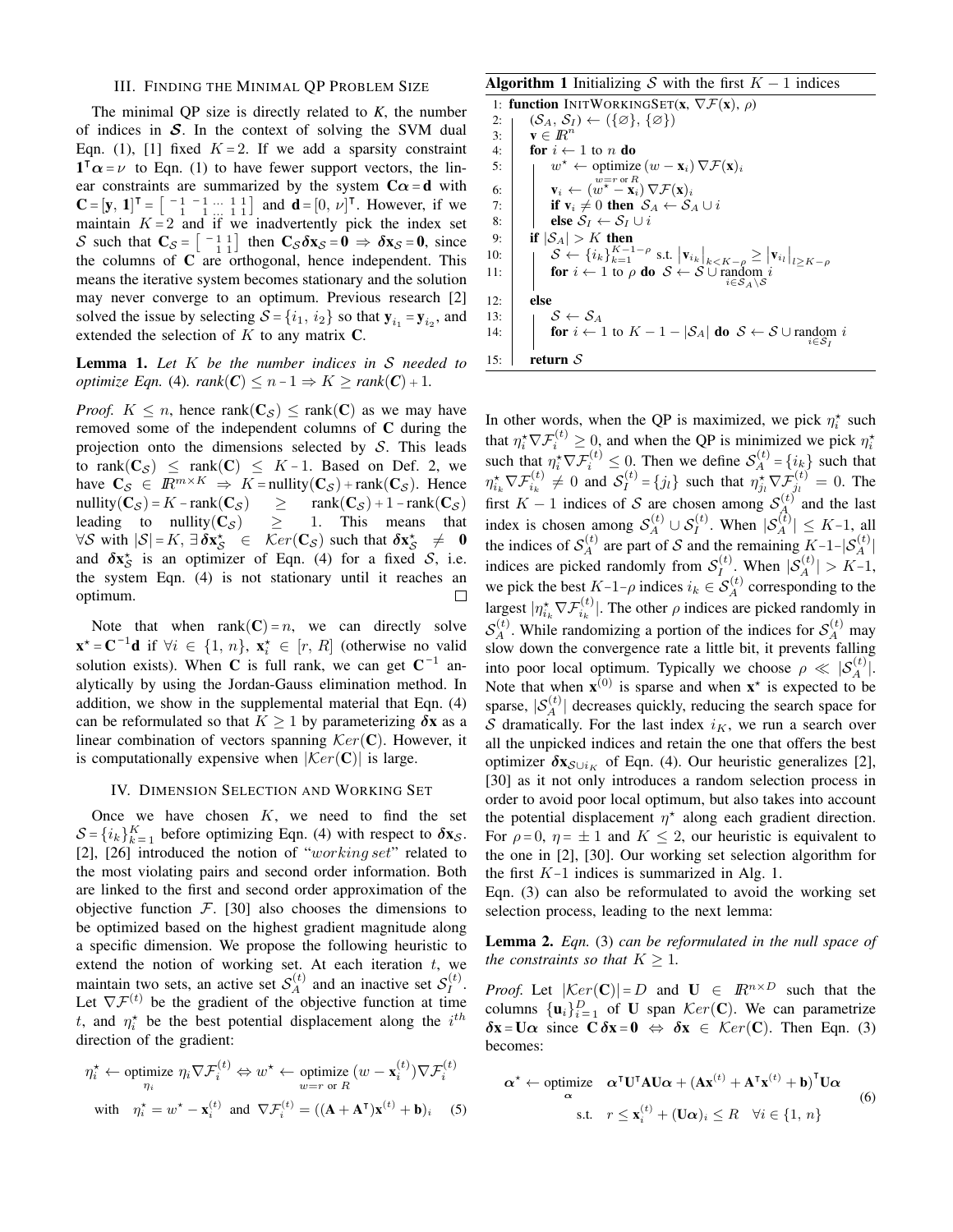## III. Finding the Minimal QP Problem Size

The minimal QP size is directly related to *K*, the number of indices in $\boldsymbol{\mathcal{S}}$. In the context of solving the SVM dual Eqn. (1), [1] fixed $K = 2$. If we add a sparsity constraint $\mathbf{1}^\intercal \boldsymbol{\alpha} = \nu$ to Eqn. (1) to have fewer support vectors, the linear constraints are summarized by the system $\mathbf{C}\boldsymbol{\alpha} = \mathbf{d}$ with $\mathbf{C} = [\mathbf{y},\, \mathbf{1}]^\intercal = \left[\begin{smallmatrix} -1 & -1 & \dots & 1 & 1 \\ 1 & 1 & \dots & 1 & 1 \end{smallmatrix}\right]$ and $\mathbf{d} = [0,\, \nu]^\intercal$. However, if we maintain $K = 2$ and if we inadvertently pick the index set $\mathcal{S}$ such that $\mathbf{C}_\mathcal{S} = \left[\begin{smallmatrix} -1 & 1 \\ 1 & 1 \end{smallmatrix}\right]$ then $\mathbf{C}_\mathcal{S}\boldsymbol{\delta}\mathbf{x}_\mathcal{S} = \mathbf{0} \Rightarrow \boldsymbol{\delta}\mathbf{x}_\mathcal{S} = \mathbf{0}$, since the columns of $\mathbf{C}$ are orthogonal, hence independent. This means the iterative system becomes stationary and the solution may never converge to an optimum. Previous research [2] solved the issue by selecting $\mathcal{S} = \{i_1,\, i_2\}$ so that $\mathbf{y}_{i_1} = \mathbf{y}_{i_2}$, and extended the selection of $K$ to any matrix $\mathbf{C}$.

**Lemma 1.** *Let $K$ be the number indices in $\mathcal{S}$ needed to optimize Eqn.* (4)*. rank$(\mathbf{C}) \leq n - 1 \Rightarrow K \geq$ rank$(\mathbf{C}) + 1$.*

*Proof.* $K \leq n$, hence $\mathrm{rank}(\mathbf{C}_\mathcal{S}) \leq \mathrm{rank}(\mathbf{C})$ as we may have removed some of the independent columns of $\mathbf{C}$ during the projection onto the dimensions selected by $\mathcal{S}$. This leads to $\mathrm{rank}(\mathbf{C}_\mathcal{S}) \leq \mathrm{rank}(\mathbf{C}) \leq K - 1$. Based on Def. 2, we have $\mathbf{C}_\mathcal{S} \in I\!R^{m \times K} \Rightarrow K = \mathrm{nullity}(\mathbf{C}_\mathcal{S}) + \mathrm{rank}(\mathbf{C}_\mathcal{S})$. Hence $\mathrm{nullity}(\mathbf{C}_\mathcal{S}) = K - \mathrm{rank}(\mathbf{C}_\mathcal{S}) \geq \mathrm{rank}(\mathbf{C}_\mathcal{S}) + 1 - \mathrm{rank}(\mathbf{C}_\mathcal{S})$ leading to $\mathrm{nullity}(\mathbf{C}_\mathcal{S}) \geq 1$. This means that $\forall \mathcal{S}$ with $|\mathcal{S}| = K$, $\exists\, \boldsymbol{\delta}\mathbf{x}^\star_\mathcal{S} \in \mathcal{K}er(\mathbf{C}_\mathcal{S})$ such that $\boldsymbol{\delta}\mathbf{x}^\star_\mathcal{S} \neq \mathbf{0}$ and $\boldsymbol{\delta}\mathbf{x}^\star_\mathcal{S}$ is an optimizer of Eqn. (4) for a fixed $\mathcal{S}$, i.e. the system Eqn. (4) is not stationary until it reaches an optimum. $\square$

Note that when $\mathrm{rank}(\mathbf{C}) = n$, we can directly solve $\mathbf{x}^\star = \mathbf{C}^{-1}\mathbf{d}$ if $\forall i \in \{1,\, n\}$, $\mathbf{x}^\star_i \in [r,\, R]$ (otherwise no valid solution exists). When $\mathbf{C}$ is full rank, we can get $\mathbf{C}^{-1}$ analytically by using the Jordan-Gauss elimination method. In addition, we show in the supplemental material that Eqn. (4) can be reformulated so that $K \geq 1$ by parameterizing $\boldsymbol{\delta}\mathbf{x}$ as a linear combination of vectors spanning $\mathcal{K}er(\mathbf{C})$. However, it is computationally expensive when $|\mathcal{K}er(\mathbf{C})|$ is large.

## IV. Dimension Selection and Working Set

Once we have chosen $K$, we need to find the set $\mathcal{S} = \{i_k\}_{k=1}^K$ before optimizing Eqn. (4) with respect to $\boldsymbol{\delta}\mathbf{x}_\mathcal{S}$. [2], [26] introduced the notion of "*working set*" related to the most violating pairs and second order information. Both are linked to the first and second order approximation of the objective function $\mathcal{F}$. [30] also chooses the dimensions to be optimized based on the highest gradient magnitude along a specific dimension. We propose the following heuristic to extend the notion of working set. At each iteration $t$, we maintain two sets, an active set $\mathcal{S}_A^{(t)}$ and an inactive set $\mathcal{S}_I^{(t)}$. Let $\nabla\mathcal{F}^{(t)}$ be the gradient of the objective function at time $t$, and $\eta_i^\star$ be the best potential displacement along the $i^{th}$ direction of the gradient:

$$
\eta_i^\star \leftarrow \underset{\eta_i}{\text{optimize}}\ \eta_i \nabla\mathcal{F}_i^{(t)} \Leftrightarrow w^\star \leftarrow \underset{w = r \text{ or } R}{\text{optimize}}\ (w - \mathbf{x}_i^{(t)})\nabla\mathcal{F}_i^{(t)}
$$
$$
\text{with} \quad \eta_i^\star = w^\star - \mathbf{x}_i^{(t)} \ \text{ and } \ \nabla\mathcal{F}_i^{(t)} = ((\mathbf{A} + \mathbf{A}^\intercal)\mathbf{x}^{(t)} + \mathbf{b})_i \qquad (5)
$$

**Algorithm 1** Initializing $\mathcal{S}$ with the first $K - 1$ indices

```
1:  function InitWorkingSet(x, ∇F(x), ρ)
2:      (S_A, S_I) ← ({∅}, {∅})
3:      v ∈ IR^n
4:      for i ← 1 to n do
5:          w* ← optimize_{w=r or R} (w − x_i) ∇F(x)_i
6:          v_i ← (w* − x_i) ∇F(x)_i
7:          if v_i ≠ 0 then S_A ← S_A ∪ i
8:          else S_I ← S_I ∪ i
9:      if |S_A| > K then
10:         S ← {i_k}_{k=1}^{K−1−ρ} s.t. |v_{i_k}|_{k<K−ρ} ≥ |v_{i_l}|_{l≥K−ρ}
11:         for i ← 1 to ρ do S ← S ∪ random_{i ∈ S_A \ S} i
12:     else
13:         S ← S_A
14:         for i ← 1 to K − 1 − |S_A| do S ← S ∪ random_{i ∈ S_I} i
15:     return S
```

In other words, when the QP is maximized, we pick $\eta_i^\star$ such that $\eta_i^\star \nabla\mathcal{F}_i^{(t)} \geq 0$, and when the QP is minimized we pick $\eta_i^\star$ such that $\eta_i^\star \nabla\mathcal{F}_i^{(t)} \leq 0$. Then we define $\mathcal{S}_A^{(t)} = \{i_k\}$ such that $\eta_{i_k}^\star \nabla\mathcal{F}_{i_k}^{(t)} \neq 0$ and $\mathcal{S}_I^{(t)} = \{j_l\}$ such that $\eta_{j_l}^\star \nabla\mathcal{F}_{j_l}^{(t)} = 0$. The first $K - 1$ indices of $\mathcal{S}$ are chosen among $\mathcal{S}_A^{(t)}$ and the last index is chosen among $\mathcal{S}_A^{(t)} \cup \mathcal{S}_I^{(t)}$. When $|\mathcal{S}_A^{(t)}| \leq K - 1$, all the indices of $\mathcal{S}_A^{(t)}$ are part of $\mathcal{S}$ and the remaining $K - 1 - |\mathcal{S}_A^{(t)}|$ indices are picked randomly from $\mathcal{S}_I^{(t)}$. When $|\mathcal{S}_A^{(t)}| > K - 1$, we pick the best $K - 1 - \rho$ indices $i_k \in \mathcal{S}_A^{(t)}$ corresponding to the largest $|\eta_{i_k}^\star \nabla\mathcal{F}_{i_k}^{(t)}|$. The other $\rho$ indices are picked randomly in $\mathcal{S}_A^{(t)}$. While randomizing a portion of the indices for $\mathcal{S}_A^{(t)}$ may slow down the convergence rate a little bit, it prevents falling into poor local optimum. Typically we choose $\rho \ll |\mathcal{S}_A^{(t)}|$. Note that when $\mathbf{x}^{(0)}$ is sparse and when $\mathbf{x}^\star$ is expected to be sparse, $|\mathcal{S}_A^{(t)}|$ decreases quickly, reducing the search space for $\mathcal{S}$ dramatically. For the last index $i_K$, we run a search over all the unpicked indices and retain the one that offers the best optimizer $\boldsymbol{\delta}\mathbf{x}_{\mathcal{S} \cup i_K}$ of Eqn. (4). Our heuristic generalizes [2], [30] as it not only introduces a random selection process in order to avoid poor local optimum, but also takes into account the potential displacement $\eta^\star$ along each gradient direction. For $\rho = 0$, $\eta = \pm 1$ and $K \leq 2$, our heuristic is equivalent to the one in [2], [30]. Our working set selection algorithm for the first $K - 1$ indices is summarized in Alg. 1.

Eqn. (3) can also be reformulated to avoid the working set selection process, leading to the next lemma:

**Lemma 2.** *Eqn.* (3) *can be reformulated in the null space of the constraints so that $K \geq 1$.*

*Proof.* Let $|\mathcal{K}er(\mathbf{C})| = D$ and $\mathbf{U} \in I\!R^{n \times D}$ such that the columns $\{\mathbf{u}_i\}_{i=1}^D$ of $\mathbf{U}$ span $\mathcal{K}er(\mathbf{C})$. We can parametrize $\boldsymbol{\delta}\mathbf{x} = \mathbf{U}\boldsymbol{\alpha}$ since $\mathbf{C}\,\boldsymbol{\delta}\mathbf{x} = \mathbf{0} \Leftrightarrow \boldsymbol{\delta}\mathbf{x} \in \mathcal{K}er(\mathbf{C})$. Then Eqn. (3) becomes:

$$
\begin{aligned}
\boldsymbol{\alpha}^\star \leftarrow \underset{\boldsymbol{\alpha}}{\text{optimize}} \quad & \boldsymbol{\alpha}^\intercal \mathbf{U}^\intercal \mathbf{A} \mathbf{U} \boldsymbol{\alpha} + (\mathbf{A}\mathbf{x}^{(t)} + \mathbf{A}^\intercal \mathbf{x}^{(t)} + \mathbf{b})^\intercal \mathbf{U}\boldsymbol{\alpha} \\
\text{s.t.} \quad & r \leq \mathbf{x}_i^{(t)} + (\mathbf{U}\boldsymbol{\alpha})_i \leq R \quad \forall i \in \{1,\, n\}
\end{aligned} \qquad (6)
$$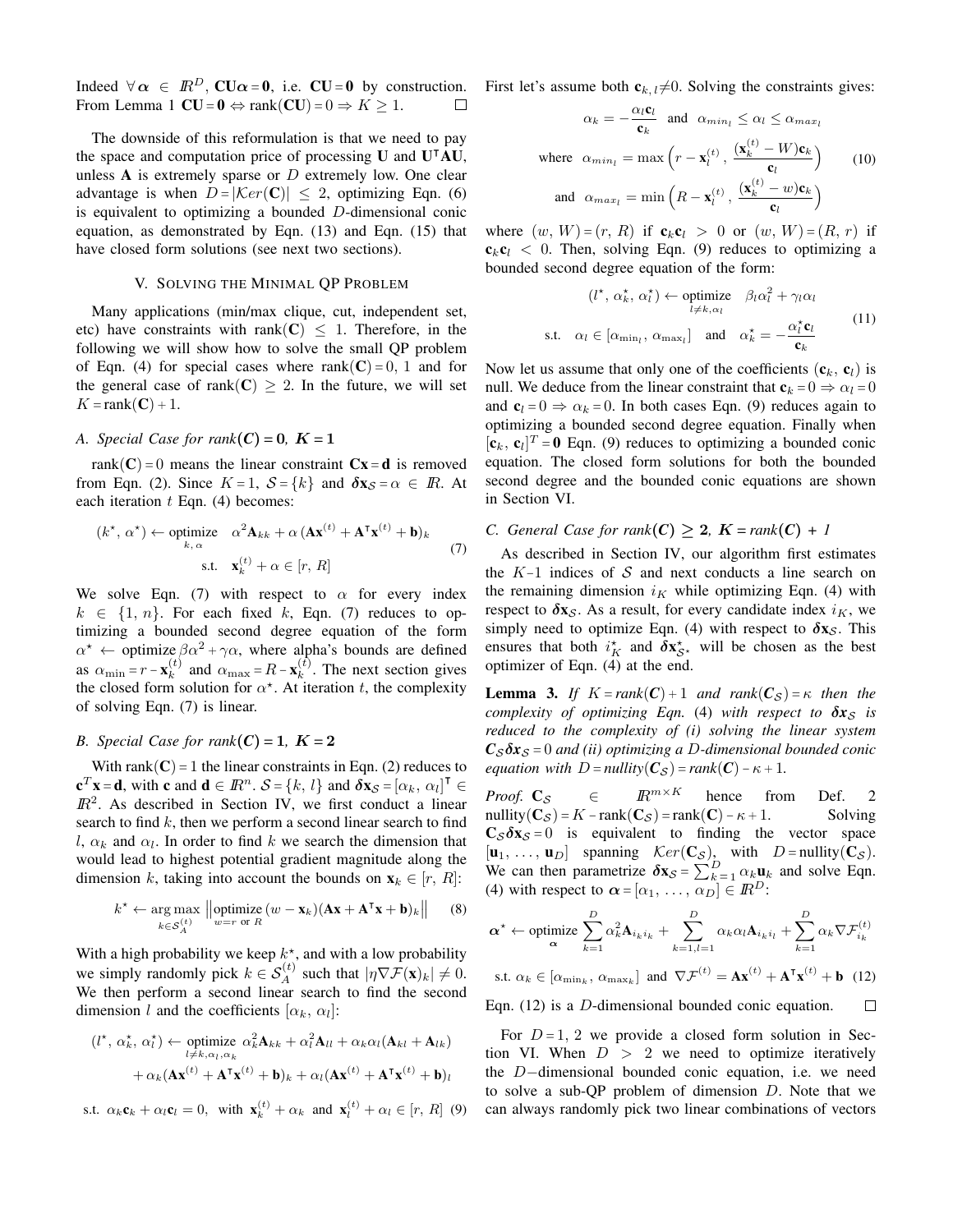Indeed $\forall \boldsymbol{\alpha} \in I\!R^D$, $\mathbf{CU}\boldsymbol{\alpha} = \mathbf{0}$, i.e. $\mathbf{CU} = \mathbf{0}$ by construction. From Lemma 1 $\mathbf{CU} = \mathbf{0} \Leftrightarrow \text{rank}(\mathbf{CU}) = 0 \Rightarrow K \geq 1$. □

The downside of this reformulation is that we need to pay the space and computation price of processing $\mathbf{U}$ and $\mathbf{U}^\intercal\mathbf{A}\mathbf{U}$, unless $\mathbf{A}$ is extremely sparse or $D$ extremely low. One clear advantage is when $D = |\mathcal{K}er(\mathbf{C})| \leq 2$, optimizing Eqn. (6) is equivalent to optimizing a bounded $D$-dimensional conic equation, as demonstrated by Eqn. (13) and Eqn. (15) that have closed form solutions (see next two sections).

## V. Solving the Minimal QP Problem

Many applications (min/max clique, cut, independent set, etc) have constraints with $\text{rank}(\mathbf{C}) \leq 1$. Therefore, in the following we will show how to solve the small QP problem of Eqn. (4) for special cases where $\text{rank}(\mathbf{C}) = 0$, $1$ and for the general case of $\text{rank}(\mathbf{C}) \geq 2$. In the future, we will set $K = \text{rank}(\mathbf{C}) + 1$.

### A. Special Case for rank($\mathbf{C}$) = 0, $K = 1$

$\text{rank}(\mathbf{C}) = 0$ means the linear constraint $\mathbf{Cx} = \mathbf{d}$ is removed from Eqn. (2). Since $K = 1$, $\mathcal{S} = \{k\}$ and $\boldsymbol{\delta}\mathbf{x}_\mathcal{S} = \alpha \in I\!R$. At each iteration $t$ Eqn. (4) becomes:

$$
(k^\star,\, \alpha^\star) \leftarrow \underset{k,\,\alpha}{\text{optimize}} \quad \alpha^2 \mathbf{A}_{kk} + \alpha\,(\mathbf{A}\mathbf{x}^{(t)} + \mathbf{A}^\intercal \mathbf{x}^{(t)} + \mathbf{b})_k \\
\text{s.t.} \quad \mathbf{x}_k^{(t)} + \alpha \in [r,\, R] \tag{7}
$$

We solve Eqn. (7) with respect to $\alpha$ for every index $k \in \{1, n\}$. For each fixed $k$, Eqn. (7) reduces to optimizing a bounded second degree equation of the form $\alpha^\star \leftarrow \text{optimize}\, \beta\alpha^2 + \gamma\alpha$, where alpha's bounds are defined as $\alpha_{\min} = r - \mathbf{x}_k^{(t)}$ and $\alpha_{\max} = R - \mathbf{x}_k^{(t)}$. The next section gives the closed form solution for $\alpha^\star$. At iteration $t$, the complexity of solving Eqn. (7) is linear.

### B. Special Case for rank($\mathbf{C}$) = 1, $K = 2$

With $\text{rank}(\mathbf{C}) = 1$ the linear constraints in Eqn. (2) reduces to $\mathbf{c}^T\mathbf{x} = \mathbf{d}$, with $\mathbf{c}$ and $\mathbf{d} \in I\!R^n$. $\mathcal{S} = \{k,\, l\}$ and $\boldsymbol{\delta}\mathbf{x}_\mathcal{S} = [\alpha_k,\, \alpha_l]^\intercal \in I\!R^2$. As described in Section IV, we first conduct a linear search to find $k$, then we perform a second linear search to find $l$, $\alpha_k$ and $\alpha_l$. In order to find $k$ we search the dimension that would lead to highest potential gradient magnitude along the dimension $k$, taking into account the bounds on $\mathbf{x}_k \in [r,\, R]$:

$$
k^\star \leftarrow \underset{k \in \mathcal{S}_A^{(t)}}{\arg\max} \left\| \underset{w = r \text{ or } R}{\text{optimize}}\, (w - \mathbf{x}_k)(\mathbf{A}\mathbf{x} + \mathbf{A}^\intercal\mathbf{x} + \mathbf{b})_k \right\| \tag{8}
$$

With a high probability we keep $k^\star$, and with a low probability we simply randomly pick $k \in \mathcal{S}_A^{(t)}$ such that $|\eta\nabla\mathcal{F}(\mathbf{x})_k| \neq 0$. We then perform a second linear search to find the second dimension $l$ and the coefficients $[\alpha_k,\, \alpha_l]$:

$$
(l^\star,\, \alpha_k^\star,\, \alpha_l^\star) \leftarrow \underset{l \neq k, \alpha_l, \alpha_k}{\text{optimize}} \; \alpha_k^2 \mathbf{A}_{kk} + \alpha_l^2 \mathbf{A}_{ll} + \alpha_k\alpha_l(\mathbf{A}_{kl} + \mathbf{A}_{lk}) \\
+ \alpha_k(\mathbf{A}\mathbf{x}^{(t)} + \mathbf{A}^\intercal\mathbf{x}^{(t)} + \mathbf{b})_k + \alpha_l(\mathbf{A}\mathbf{x}^{(t)} + \mathbf{A}^\intercal\mathbf{x}^{(t)} + \mathbf{b})_l \\
\text{s.t.} \;\; \alpha_k\mathbf{c}_k + \alpha_l\mathbf{c}_l = 0, \;\; \text{with} \;\; \mathbf{x}_k^{(t)} + \alpha_k \;\; \text{and} \;\; \mathbf{x}_l^{(t)} + \alpha_l \in [r,\, R] \tag{9}
$$

First let's assume both $\mathbf{c}_{k,\,l} \neq 0$. Solving the constraints gives:

$$
\alpha_k = -\frac{\alpha_l \mathbf{c}_l}{\mathbf{c}_k} \quad \text{and} \quad \alpha_{min_l} \leq \alpha_l \leq \alpha_{max_l} \\
\text{where} \quad \alpha_{min_l} = \max\left(r - \mathbf{x}_l^{(t)},\, \frac{(\mathbf{x}_k^{(t)} - W)\mathbf{c}_k}{\mathbf{c}_l}\right) \\
\text{and} \quad \alpha_{max_l} = \min\left(R - \mathbf{x}_l^{(t)},\, \frac{(\mathbf{x}_k^{(t)} - w)\mathbf{c}_k}{\mathbf{c}_l}\right) \tag{10}
$$

where $(w,\, W) = (r,\, R)$ if $\mathbf{c}_k\mathbf{c}_l > 0$ or $(w,\, W) = (R,\, r)$ if $\mathbf{c}_k\mathbf{c}_l < 0$. Then, solving Eqn. (9) reduces to optimizing a bounded second degree equation of the form:

$$
(l^\star,\, \alpha_k^\star,\, \alpha_l^\star) \leftarrow \underset{l \neq k, \alpha_l}{\text{optimize}} \quad \beta_l\alpha_l^2 + \gamma_l\alpha_l \\
\text{s.t.} \quad \alpha_l \in [\alpha_{\min_l},\, \alpha_{\max_l}] \quad \text{and} \quad \alpha_k^\star = -\frac{\alpha_l^\star \mathbf{c}_l}{\mathbf{c}_k} \tag{11}
$$

Now let us assume that only one of the coefficients $(\mathbf{c}_k,\, \mathbf{c}_l)$ is null. We deduce from the linear constraint that $\mathbf{c}_k = 0 \Rightarrow \alpha_l = 0$ and $\mathbf{c}_l = 0 \Rightarrow \alpha_k = 0$. In both cases Eqn. (9) reduces again to optimizing a bounded second degree equation. Finally when $[\mathbf{c}_k,\, \mathbf{c}_l]^T = \mathbf{0}$ Eqn. (9) reduces to optimizing a bounded conic equation. The closed form solutions for both the bounded second degree and the bounded conic equations are shown in Section VI.

### C. General Case for rank($\mathbf{C}$) $\geq 2$, $K$ = rank($\mathbf{C}$) + 1

As described in Section IV, our algorithm first estimates the $K$-1 indices of $\mathcal{S}$ and next conducts a line search on the remaining dimension $i_K$ while optimizing Eqn. (4) with respect to $\boldsymbol{\delta}\mathbf{x}_\mathcal{S}$. As a result, for every candidate index $i_K$, we simply need to optimize Eqn. (4) with respect to $\boldsymbol{\delta}\mathbf{x}_\mathcal{S}$. This ensures that both $i_K^\star$ and $\boldsymbol{\delta}\mathbf{x}_{\mathcal{S}^\star}^\star$ will be chosen as the best optimizer of Eqn. (4) at the end.

**Lemma 3.** *If $K = \text{rank}(\mathbf{C}) + 1$ and $\text{rank}(\mathbf{C}_\mathcal{S}) = \kappa$ then the complexity of optimizing Eqn.* (4) *with respect to $\boldsymbol{\delta}\mathbf{x}_\mathcal{S}$ is reduced to the complexity of (i) solving the linear system $\mathbf{C}_\mathcal{S}\boldsymbol{\delta}\mathbf{x}_\mathcal{S} = 0$ and (ii) optimizing a $D$-dimensional bounded conic equation with $D = \text{nullity}(\mathbf{C}_\mathcal{S}) = \text{rank}(\mathbf{C}) - \kappa + 1$.*

*Proof.* $\mathbf{C}_\mathcal{S} \in I\!R^{m \times K}$ hence from Def. 2 $\text{nullity}(\mathbf{C}_\mathcal{S}) = K - \text{rank}(\mathbf{C}_\mathcal{S}) = \text{rank}(\mathbf{C}) - \kappa + 1$. Solving $\mathbf{C}_\mathcal{S}\boldsymbol{\delta}\mathbf{x}_\mathcal{S} = 0$ is equivalent to finding the vector space $[\mathbf{u}_1,\, \ldots,\, \mathbf{u}_D]$ spanning $\mathcal{K}er(\mathbf{C}_\mathcal{S})$, with $D = \text{nullity}(\mathbf{C}_\mathcal{S})$. We can then parametrize $\boldsymbol{\delta}\mathbf{x}_\mathcal{S} = \sum_{k=1}^{D} \alpha_k\mathbf{u}_k$ and solve Eqn. (4) with respect to $\boldsymbol{\alpha} = [\alpha_1,\, \ldots,\, \alpha_D] \in I\!R^D$:

$$
\boldsymbol{\alpha}^\star \leftarrow \underset{\boldsymbol{\alpha}}{\text{optimize}} \sum_{k=1}^{D} \alpha_k^2 \mathbf{A}_{i_k i_k} + \sum_{k=1, l=1}^{D} \alpha_k\alpha_l \mathbf{A}_{i_k i_l} + \sum_{k=1}^{D} \alpha_k \nabla\mathcal{F}_{i_k}^{(t)} \\
\text{s.t.} \; \alpha_k \in [\alpha_{\min_k},\, \alpha_{\max_k}] \; \text{and} \; \nabla\mathcal{F}^{(t)} = \mathbf{A}\mathbf{x}^{(t)} + \mathbf{A}^\intercal\mathbf{x}^{(t)} + \mathbf{b} \tag{12}
$$

Eqn. (12) is a $D$-dimensional bounded conic equation. □

For $D = 1$, $2$ we provide a closed form solution in Section VI. When $D > 2$ we need to optimize iteratively the $D-$dimensional bounded conic equation, i.e. we need to solve a sub-QP problem of dimension $D$. Note that we can always randomly pick two linear combinations of vectors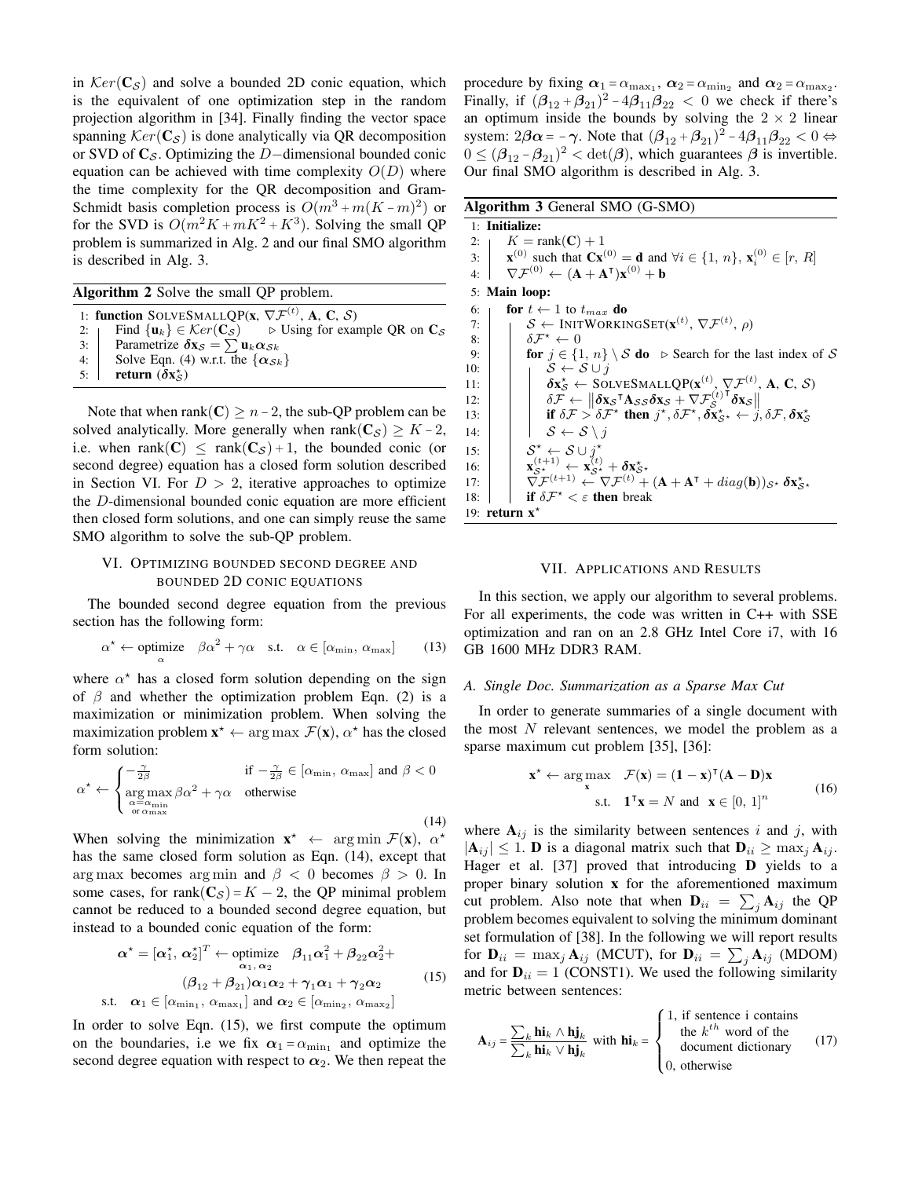in $\mathcal{K}er(\mathbf{C}_\mathcal{S})$ and solve a bounded 2D conic equation, which is the equivalent of one optimization step in the random projection algorithm in [34]. Finally finding the vector space spanning $\mathcal{K}er(\mathbf{C}_\mathcal{S})$ is done analytically via QR decomposition or SVD of $\mathbf{C}_\mathcal{S}$. Optimizing the $D-$dimensional bounded conic equation can be achieved with time complexity $O(D)$ where the time complexity for the QR decomposition and Gram-Schmidt basis completion process is $O(m^3 + m(K-m)^2)$ or for the SVD is $O(m^2K + mK^2 + K^3)$. Solving the small QP problem is summarized in Alg. 2 and our final SMO algorithm is described in Alg. 3.

**Algorithm 2** Solve the small QP problem.

```
1: function SOLVESMALLQP(x, ∇F^(t), A, C, S)
2:   Find {u_k} ∈ Ker(C_S)          ▷ Using for example QR on C_S
3:   Parametrize δx_S = Σ u_k α_Sk
4:   Solve Eqn. (4) w.r.t. the {α_Sk}
5:   return (δx*_S)
```

Note that when $\text{rank}(\mathbf{C}) \geq n - 2$, the sub-QP problem can be solved analytically. More generally when $\text{rank}(\mathbf{C}_\mathcal{S}) \geq K - 2$, i.e. when $\text{rank}(\mathbf{C}) \leq \text{rank}(\mathbf{C}_\mathcal{S}) + 1$, the bounded conic (or second degree) equation has a closed form solution described in Section VI. For $D > 2$, iterative approaches to optimize the $D$-dimensional bounded conic equation are more efficient then closed form solutions, and one can simply reuse the same SMO algorithm to solve the sub-QP problem.

## VI. Optimizing bounded second degree and bounded 2D conic equations

The bounded second degree equation from the previous section has the following form:

$$\alpha^\star \leftarrow \underset{\alpha}{\text{optimize}} \quad \beta\alpha^2 + \gamma\alpha \quad \text{s.t.} \quad \alpha \in [\alpha_{\min},\, \alpha_{\max}] \tag{13}$$

where $\alpha^\star$ has a closed form solution depending on the sign of $\beta$ and whether the optimization problem Eqn. (2) is a maximization or minimization problem. When solving the maximization problem $\mathbf{x}^\star \leftarrow \arg\max \mathcal{F}(\mathbf{x})$, $\alpha^\star$ has the closed form solution:

$$\alpha^\star \leftarrow \begin{cases} -\frac{\gamma}{2\beta} & \text{if } -\frac{\gamma}{2\beta} \in [\alpha_{\min},\, \alpha_{\max}] \text{ and } \beta < 0 \\ \underset{\substack{\alpha = \alpha_{\min} \\ \text{or } \alpha_{\max}}}{\arg\max}\, \beta\alpha^2 + \gamma\alpha & \text{otherwise} \end{cases} \tag{14}$$

When solving the minimization $\mathbf{x}^\star \leftarrow \arg\min \mathcal{F}(\mathbf{x})$, $\alpha^\star$ has the same closed form solution as Eqn. (14), except that $\arg\max$ becomes $\arg\min$ and $\beta < 0$ becomes $\beta > 0$. In some cases, for $\text{rank}(\mathbf{C}_\mathcal{S}) = K - 2$, the QP minimal problem cannot be reduced to a bounded second degree equation, but instead to a bounded conic equation of the form:

$$\begin{aligned} \boldsymbol{\alpha}^\star = [\boldsymbol{\alpha}_1^\star,\, \boldsymbol{\alpha}_2^\star]^T \leftarrow \underset{\boldsymbol{\alpha}_1,\, \boldsymbol{\alpha}_2}{\text{optimize}} \quad & \boldsymbol{\beta}_{11}\boldsymbol{\alpha}_1^2 + \boldsymbol{\beta}_{22}\boldsymbol{\alpha}_2^2 + \\ & (\boldsymbol{\beta}_{12} + \boldsymbol{\beta}_{21})\boldsymbol{\alpha}_1\boldsymbol{\alpha}_2 + \boldsymbol{\gamma}_1\boldsymbol{\alpha}_1 + \boldsymbol{\gamma}_2\boldsymbol{\alpha}_2 \\ \text{s.t.} \quad \boldsymbol{\alpha}_1 \in [\alpha_{\min_1},\, \alpha_{\max_1}] & \text{ and } \boldsymbol{\alpha}_2 \in [\alpha_{\min_2},\, \alpha_{\max_2}] \end{aligned} \tag{15}$$

In order to solve Eqn. (15), we first compute the optimum on the boundaries, i.e we fix $\boldsymbol{\alpha}_1 = \alpha_{\min_1}$ and optimize the second degree equation with respect to $\boldsymbol{\alpha}_2$. We then repeat the procedure by fixing $\boldsymbol{\alpha}_1 = \alpha_{\max_1}$, $\boldsymbol{\alpha}_2 = \alpha_{\min_2}$ and $\boldsymbol{\alpha}_2 = \alpha_{\max_2}$. Finally, if $(\boldsymbol{\beta}_{12} + \boldsymbol{\beta}_{21})^2 - 4\boldsymbol{\beta}_{11}\boldsymbol{\beta}_{22} < 0$ we check if there's an optimum inside the bounds by solving the $2 \times 2$ linear system: $2\boldsymbol{\beta}\boldsymbol{\alpha} = -\boldsymbol{\gamma}$. Note that $(\boldsymbol{\beta}_{12} + \boldsymbol{\beta}_{21})^2 - 4\boldsymbol{\beta}_{11}\boldsymbol{\beta}_{22} < 0 \Leftrightarrow 0 \leq (\boldsymbol{\beta}_{12} - \boldsymbol{\beta}_{21})^2 < \det(\boldsymbol{\beta})$, which guarantees $\boldsymbol{\beta}$ is invertible. Our final SMO algorithm is described in Alg. 3.

**Algorithm 3** General SMO (G-SMO)

```
1: Initialize:
2:   K = rank(C) + 1
3:   x^(0) such that Cx^(0) = d and ∀i ∈ {1, n}, x_i^(0) ∈ [r, R]
4:   ∇F^(0) ← (A + A^T)x^(0) + b
5: Main loop:
6:   for t ← 1 to t_max do
7:     S ← INITWORKINGSET(x^(t), ∇F^(t), ρ)
8:     δF* ← 0
9:     for j ∈ {1, n} \ S do     ▷ Search for the last index of S
10:      S ← S ∪ j
11:      δx*_S ← SOLVESMALLQP(x^(t), ∇F^(t), A, C, S)
12:      δF ← ||δx_S^T A_SS δx_S + ∇F_S^(t)T δx_S||
13:      if δF > δF* then j*, δF*, δx*_S* ← j, δF, δx*_S
14:      S ← S \ j
15:    S* ← S ∪ j*
16:    x_S*^(t+1) ← x_S*^(t) + δx*_S*
17:    ∇F^(t+1) ← ∇F^(t) + (A + A^T + diag(b))_S* δx*_S*
18:    if δF* < ε then break
19: return x*
```

## VII. Applications and Results

In this section, we apply our algorithm to several problems. For all experiments, the code was written in C++ with SSE optimization and ran on an 2.8 GHz Intel Core i7, with 16 GB 1600 MHz DDR3 RAM.

### A. Single Doc. Summarization as a Sparse Max Cut

In order to generate summaries of a single document with the most $N$ relevant sentences, we model the problem as a sparse maximum cut problem [35], [36]:

$$\begin{aligned} \mathbf{x}^\star \leftarrow \underset{\mathbf{x}}{\arg\max} \quad & \mathcal{F}(\mathbf{x}) = (\mathbf{1} - \mathbf{x})^\intercal(\mathbf{A} - \mathbf{D})\mathbf{x} \\ \text{s.t.} \quad & \mathbf{1}^\intercal\mathbf{x} = N \text{ and } \mathbf{x} \in [0,\, 1]^n \end{aligned} \tag{16}$$

where $\mathbf{A}_{ij}$ is the similarity between sentences $i$ and $j$, with $|\mathbf{A}_{ij}| \leq 1$. $\mathbf{D}$ is a diagonal matrix such that $\mathbf{D}_{ii} \geq \max_j \mathbf{A}_{ij}$. Hager et al. [37] proved that introducing $\mathbf{D}$ yields to a proper binary solution $\mathbf{x}$ for the aforementioned maximum cut problem. Also note that when $\mathbf{D}_{ii} = \sum_j \mathbf{A}_{ij}$ the QP problem becomes equivalent to solving the minimum dominant set formulation of [38]. In the following we will report results for $\mathbf{D}_{ii} = \max_j \mathbf{A}_{ij}$ (MCUT), for $\mathbf{D}_{ii} = \sum_j \mathbf{A}_{ij}$ (MDOM) and for $\mathbf{D}_{ii} = 1$ (CONST1). We used the following similarity metric between sentences:

$$\mathbf{A}_{ij} = \frac{\sum_k \mathbf{hi}_k \wedge \mathbf{hj}_k}{\sum_k \mathbf{hi}_k \vee \mathbf{hj}_k} \text{ with } \mathbf{hi}_k = \begin{cases} 1, \text{ if sentence i contains the } k^{th} \text{ word of the document dictionary} \\ 0, \text{ otherwise} \end{cases} \tag{17}$$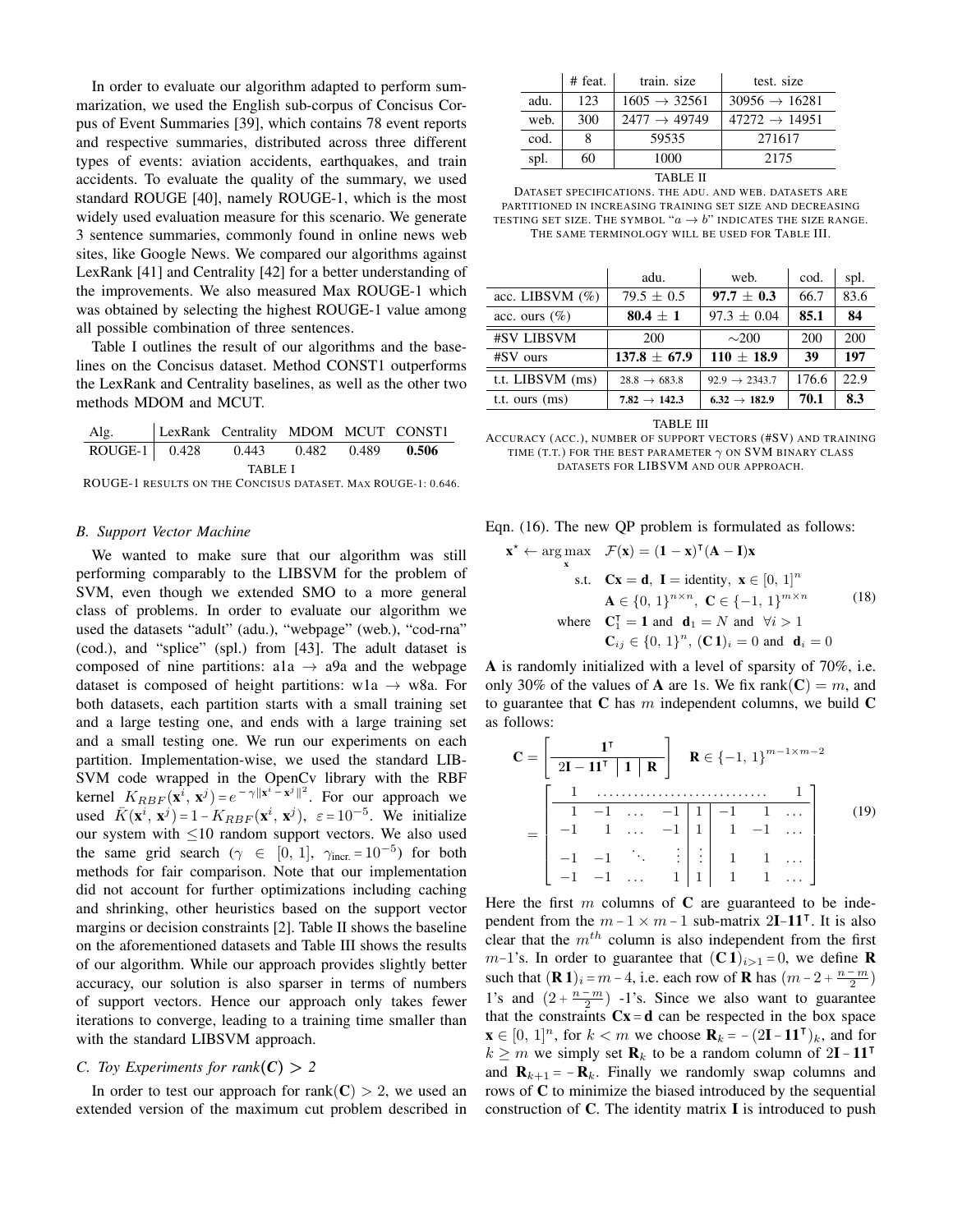In order to evaluate our algorithm adapted to perform summarization, we used the English sub-corpus of Concisus Corpus of Event Summaries [39], which contains 78 event reports and respective summaries, distributed across three different types of events: aviation accidents, earthquakes, and train accidents. To evaluate the quality of the summary, we used standard ROUGE [40], namely ROUGE-1, which is the most widely used evaluation measure for this scenario. We generate 3 sentence summaries, commonly found in online news web sites, like Google News. We compared our algorithms against LexRank [41] and Centrality [42] for a better understanding of the improvements. We also measured Max ROUGE-1 which was obtained by selecting the highest ROUGE-1 value among all possible combination of three sentences.

Table I outlines the result of our algorithms and the baselines on the Concisus dataset. Method CONST1 outperforms the LexRank and Centrality baselines, as well as the other two methods MDOM and MCUT.

| Alg. | LexRank | Centrality | MDOM | MCUT | CONST1 |
|---|---|---|---|---|---|
| ROUGE-1 | 0.428 | 0.443 | 0.482 | 0.489 | **0.506** |

TABLE I

ROUGE-1 results on the Concisus dataset. Max ROUGE-1: 0.646.

## B. Support Vector Machine

We wanted to make sure that our algorithm was still performing comparably to the LIBSVM for the problem of SVM, even though we extended SMO to a more general class of problems. In order to evaluate our algorithm we used the datasets "adult" (adu.), "webpage" (web.), "cod-rna" (cod.), and "splice" (spl.) from [43]. The adult dataset is composed of nine partitions: a1a → a9a and the webpage dataset is composed of height partitions: w1a → w8a. For both datasets, each partition starts with a small training set and a large testing one, and ends with a large training set and a small testing one. We run our experiments on each partition. Implementation-wise, we used the standard LIBSVM code wrapped in the OpenCv library with the RBF kernel $K_{RBF}(\mathbf{x}^i, \mathbf{x}^j) = e^{-\gamma\|\mathbf{x}^i - \mathbf{x}^j\|^2}$. For our approach we used $\bar{K}(\mathbf{x}^i, \mathbf{x}^j) = 1 - K_{RBF}(\mathbf{x}^i, \mathbf{x}^j)$, $\varepsilon = 10^{-5}$. We initialize our system with $\leq 10$ random support vectors. We also used the same grid search ($\gamma \in [0, 1]$, $\gamma_{\text{incr.}} = 10^{-5}$) for both methods for fair comparison. Note that our implementation did not account for further optimizations including caching and shrinking, other heuristics based on the support vector margins or decision constraints [2]. Table II shows the baseline on the aforementioned datasets and Table III shows the results of our algorithm. While our approach provides slightly better accuracy, our solution is also sparser in terms of numbers of support vectors. Hence our approach only takes fewer iterations to converge, leading to a training time smaller than with the standard LIBSVM approach.

|  | # feat. | train. size | test. size |
|---|---|---|---|
| adu. | 123 | 1605 → 32561 | 30956 → 16281 |
| web. | 300 | 2477 → 49749 | 47272 → 14951 |
| cod. | 8 | 59535 | 271617 |
| spl. | 60 | 1000 | 2175 |

TABLE II

Dataset specifications. The adu. and web. datasets are partitioned in increasing training set size and decreasing testing set size. The symbol "$a \to b$" indicates the size range. The same terminology will be used for Table III.

|  | adu. | web. | cod. | spl. |
|---|---|---|---|---|
| acc. LIBSVM (%) | 79.5 ± 0.5 | **97.7 ± 0.3** | 66.7 | 83.6 |
| acc. ours (%) | **80.4 ± 1** | 97.3 ± 0.04 | **85.1** | **84** |
| #SV LIBSVM | 200 | ∼200 | 200 | 200 |
| #SV ours | **137.8 ± 67.9** | **110 ± 18.9** | **39** | **197** |
| t.t. LIBSVM (ms) | 28.8 → 683.8 | 92.9 → 2343.7 | 176.6 | 22.9 |
| t.t. ours (ms) | **7.82 → 142.3** | **6.32 → 182.9** | **70.1** | **8.3** |

TABLE III

Accuracy (acc.), number of support vectors (#SV) and training time (t.t.) for the best parameter $\gamma$ on SVM binary class datasets for LIBSVM and our approach.

## C. Toy Experiments for rank($\mathbf{C}$) > 2

In order to test our approach for rank($\mathbf{C}$) > 2, we used an extended version of the maximum cut problem described in Eqn. (16). The new QP problem is formulated as follows:

$$
\begin{aligned}
\mathbf{x}^\star \leftarrow \arg\max_{\mathbf{x}} \quad & \mathcal{F}(\mathbf{x}) = (\mathbf{1} - \mathbf{x})^\intercal(\mathbf{A} - \mathbf{I})\mathbf{x} \\
\text{s.t.} \quad & \mathbf{C}\mathbf{x} = \mathbf{d},\ \mathbf{I} = \text{identity},\ \mathbf{x} \in [0,\,1]^n \\
& \mathbf{A} \in \{0,\,1\}^{n\times n},\ \mathbf{C} \in \{-1,\,1\}^{m\times n} \\
\text{where} \quad & \mathbf{C}_1^\intercal = \mathbf{1} \text{ and } \mathbf{d}_1 = N \text{ and } \forall i > 1 \\
& \mathbf{C}_{ij} \in \{0,\,1\}^n,\ (\mathbf{C}\,\mathbf{1})_i = 0 \text{ and } \mathbf{d}_i = 0
\end{aligned} \tag{18}
$$

$\mathbf{A}$ is randomly initialized with a level of sparsity of 70%, i.e. only 30% of the values of $\mathbf{A}$ are 1s. We fix rank($\mathbf{C}$) = $m$, and to guarantee that $\mathbf{C}$ has $m$ independent columns, we build $\mathbf{C}$ as follows:

$$
\mathbf{C} = \left[\begin{array}{c|c|c} \multicolumn{3}{c}{\mathbf{1}^\intercal} \\ \hline 2\mathbf{I} - \mathbf{1}\mathbf{1}^\intercal & \mathbf{1} & \mathbf{R} \end{array}\right] \quad \mathbf{R} \in \{-1,\,1\}^{m-1\times m-2}
$$
$$
= \left[\begin{array}{cccc|c|ccc}
1 & \multicolumn{6}{c}{\dots\dots\dots\dots\dots\dots} & 1 \\ \hline
1 & -1 & \dots & -1 & 1 & -1 & 1 & \dots \\
-1 & 1 & \dots & -1 & 1 & 1 & -1 & \dots \\
 & & & & & & & \\
-1 & -1 & \ddots & \vdots & \vdots & 1 & 1 & \dots \\
-1 & -1 & \dots & 1 & 1 & 1 & 1 & \dots
\end{array}\right] \tag{19}
$$

Here the first $m$ columns of $\mathbf{C}$ are guaranteed to be independent from the $m - 1 \times m - 1$ sub-matrix $2\mathbf{I} - \mathbf{1}\mathbf{1}^\intercal$. It is also clear that the $m^{th}$ column is also independent from the first $m-1$'s. In order to guarantee that $(\mathbf{C}\,\mathbf{1})_{i>1} = 0$, we define $\mathbf{R}$ such that $(\mathbf{R}\,\mathbf{1})_i = m - 4$, i.e. each row of $\mathbf{R}$ has $(m - 2 + \frac{n-m}{2})$ 1's and $(2 + \frac{n-m}{2})$ -1's. Since we also want to guarantee that the constraints $\mathbf{C}\mathbf{x} = \mathbf{d}$ can be respected in the box space $\mathbf{x} \in [0,\,1]^n$, for $k < m$ we choose $\mathbf{R}_k = -(2\mathbf{I} - \mathbf{1}\mathbf{1}^\intercal)_k$, and for $k \geq m$ we simply set $\mathbf{R}_k$ to be a random column of $2\mathbf{I} - \mathbf{1}\mathbf{1}^\intercal$ and $\mathbf{R}_{k+1} = -\mathbf{R}_k$. Finally we randomly swap columns and rows of $\mathbf{C}$ to minimize the biased introduced by the sequential construction of $\mathbf{C}$. The identity matrix $\mathbf{I}$ is introduced to push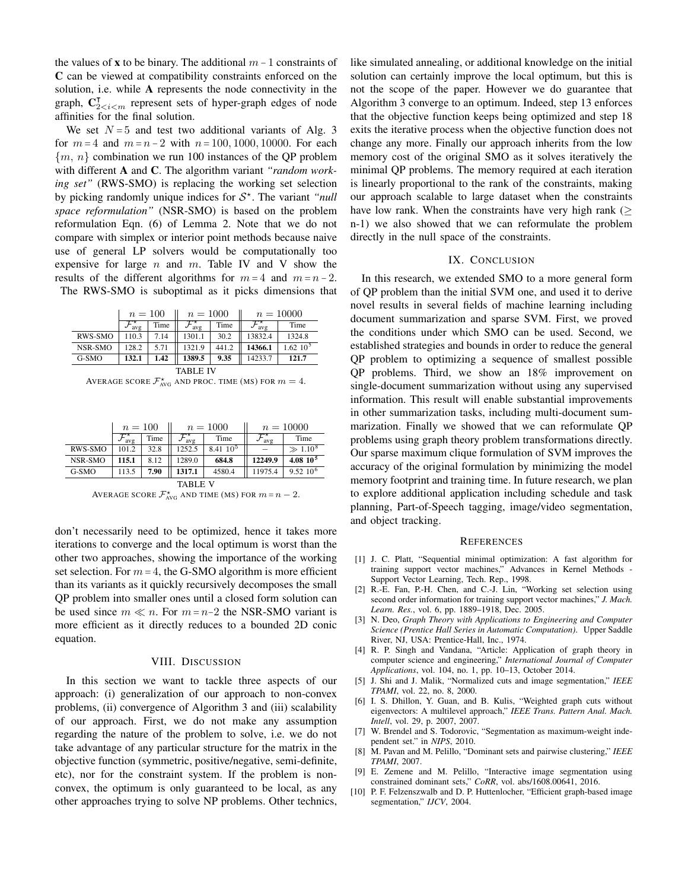the values of $\mathbf{x}$ to be binary. The additional $m-1$ constraints of $\mathbf{C}$ can be viewed at compatibility constraints enforced on the solution, i.e. while $\mathbf{A}$ represents the node connectivity in the graph, $\mathbf{C}^{\intercal}_{2<i<m}$ represent sets of hyper-graph edges of node affinities for the final solution.

We set $N=5$ and test two additional variants of Alg. 3 for $m=4$ and $m=n-2$ with $n=100, 1000, 10000$. For each $\{m,\ n\}$ combination we run 100 instances of the QP problem with different $\mathbf{A}$ and $\mathbf{C}$. The algorithm variant *"random working set"* (RWS-SMO) is replacing the working set selection by picking randomly unique indices for $\mathcal{S}^{\star}$. The variant *"null space reformulation"* (NSR-SMO) is based on the problem reformulation Eqn. (6) of Lemma 2. Note that we do not compare with simplex or interior point methods because naive use of general LP solvers would be computationally too expensive for large $n$ and $m$. Table IV and V show the results of the different algorithms for $m=4$ and $m=n-2$. The RWS-SMO is suboptimal as it picks dimensions that

| | $n=100$ | | $n=1000$ | | $n=10000$ | |
|---|---|---|---|---|---|---|
| | $\mathcal{F}^{\star}_{\text{avg}}$ | Time | $\mathcal{F}^{\star}_{\text{avg}}$ | Time | $\mathcal{F}^{\star}_{\text{avg}}$ | Time |
| RWS-SMO | 110.3 | 7.14 | 1301.1 | 30.2 | 13832.4 | 1324.8 |
| NSR-SMO | 128.2 | 5.71 | 1321.9 | 441.2 | **14366.1** | $1.62\ 10^{5}$ |
| G-SMO | **132.1** | **1.42** | **1389.5** | **9.35** | 14233.7 | **121.7** |

TABLE IV

AVERAGE SCORE $\mathcal{F}^{\star}_{\text{AVG}}$ AND PROC. TIME (MS) FOR $m=4$.

| | $n=100$ | | $n=1000$ | | $n=10000$ | |
|---|---|---|---|---|---|---|
| | $\mathcal{F}^{\star}_{\text{avg}}$ | Time | $\mathcal{F}^{\star}_{\text{avg}}$ | Time | $\mathcal{F}^{\star}_{\text{avg}}$ | Time |
| RWS-SMO | 101.2 | 32.8 | 1252.5 | $8.41\ 10^{5}$ | – | $\gg 1.10^{8}$ |
| NSR-SMO | **115.1** | 8.12 | 1289.0 | **684.8** | **12249.9** | $\mathbf{4.08\ 10^{5}}$ |
| G-SMO | 113.5 | **7.90** | **1317.1** | 4580.4 | 11975.4 | $9.52\ 10^{6}$ |

TABLE V

AVERAGE SCORE $\mathcal{F}^{\star}_{\text{AVG}}$ AND TIME (MS) FOR $m=n-2$.

don't necessarily need to be optimized, hence it takes more iterations to converge and the local optimum is worst than the other two approaches, showing the importance of the working set selection. For $m=4$, the G-SMO algorithm is more efficient than its variants as it quickly recursively decomposes the small QP problem into smaller ones until a closed form solution can be used since $m \ll n$. For $m=n-2$ the NSR-SMO variant is more efficient as it directly reduces to a bounded 2D conic equation.

## VIII. DISCUSSION

In this section we want to tackle three aspects of our approach: (i) generalization of our approach to non-convex problems, (ii) convergence of Algorithm 3 and (iii) scalability of our approach. First, we do not make any assumption regarding the nature of the problem to solve, i.e. we do not take advantage of any particular structure for the matrix in the objective function (symmetric, positive/negative, semi-definite, etc), nor for the constraint system. If the problem is non-convex, the optimum is only guaranteed to be local, as any other approaches trying to solve NP problems. Other technics, like simulated annealing, or additional knowledge on the initial solution can certainly improve the local optimum, but this is not the scope of the paper. However we do guarantee that Algorithm 3 converge to an optimum. Indeed, step 13 enforces that the objective function keeps being optimized and step 18 exits the iterative process when the objective function does not change any more. Finally our approach inherits from the low memory cost of the original SMO as it solves iteratively the minimal QP problems. The memory required at each iteration is linearly proportional to the rank of the constraints, making our approach scalable to large dataset when the constraints have low rank. When the constraints have very high rank ($\geq$ n-1) we also showed that we can reformulate the problem directly in the null space of the constraints.

## IX. CONCLUSION

In this research, we extended SMO to a more general form of QP problem than the initial SVM one, and used it to derive novel results in several fields of machine learning including document summarization and sparse SVM. First, we proved the conditions under which SMO can be used. Second, we established strategies and bounds in order to reduce the general QP problem to optimizing a sequence of smallest possible QP problems. Third, we show an 18% improvement on single-document summarization without using any supervised information. This result will enable substantial improvements in other summarization tasks, including multi-document summarization. Finally we showed that we can reformulate QP problems using graph theory problem transformations directly. Our sparse maximum clique formulation of SVM improves the accuracy of the original formulation by minimizing the model memory footprint and training time. In future research, we plan to explore additional application including schedule and task planning, Part-of-Speech tagging, image/video segmentation, and object tracking.

## REFERENCES

[1] J. C. Platt, "Sequential minimal optimization: A fast algorithm for training support vector machines," Advances in Kernel Methods - Support Vector Learning, Tech. Rep., 1998.

[2] R.-E. Fan, P.-H. Chen, and C.-J. Lin, "Working set selection using second order information for training support vector machines," *J. Mach. Learn. Res.*, vol. 6, pp. 1889–1918, Dec. 2005.

[3] N. Deo, *Graph Theory with Applications to Engineering and Computer Science (Prentice Hall Series in Automatic Computation)*. Upper Saddle River, NJ, USA: Prentice-Hall, Inc., 1974.

[4] R. P. Singh and Vandana, "Article: Application of graph theory in computer science and engineering," *International Journal of Computer Applications*, vol. 104, no. 1, pp. 10–13, October 2014.

[5] J. Shi and J. Malik, "Normalized cuts and image segmentation," *IEEE TPAMI*, vol. 22, no. 8, 2000.

[6] I. S. Dhillon, Y. Guan, and B. Kulis, "Weighted graph cuts without eigenvectors: A multilevel approach," *IEEE Trans. Pattern Anal. Mach. Intell*, vol. 29, p. 2007, 2007.

[7] W. Brendel and S. Todorovic, "Segmentation as maximum-weight independent set." in *NIPS*, 2010.

[8] M. Pavan and M. Pelillo, "Dominant sets and pairwise clustering," *IEEE TPAMI*, 2007.

[9] E. Zemene and M. Pelillo, "Interactive image segmentation using constrained dominant sets," *CoRR*, vol. abs/1608.00641, 2016.

[10] P. F. Felzenszwalb and D. P. Huttenlocher, "Efficient graph-based image segmentation," *IJCV*, 2004.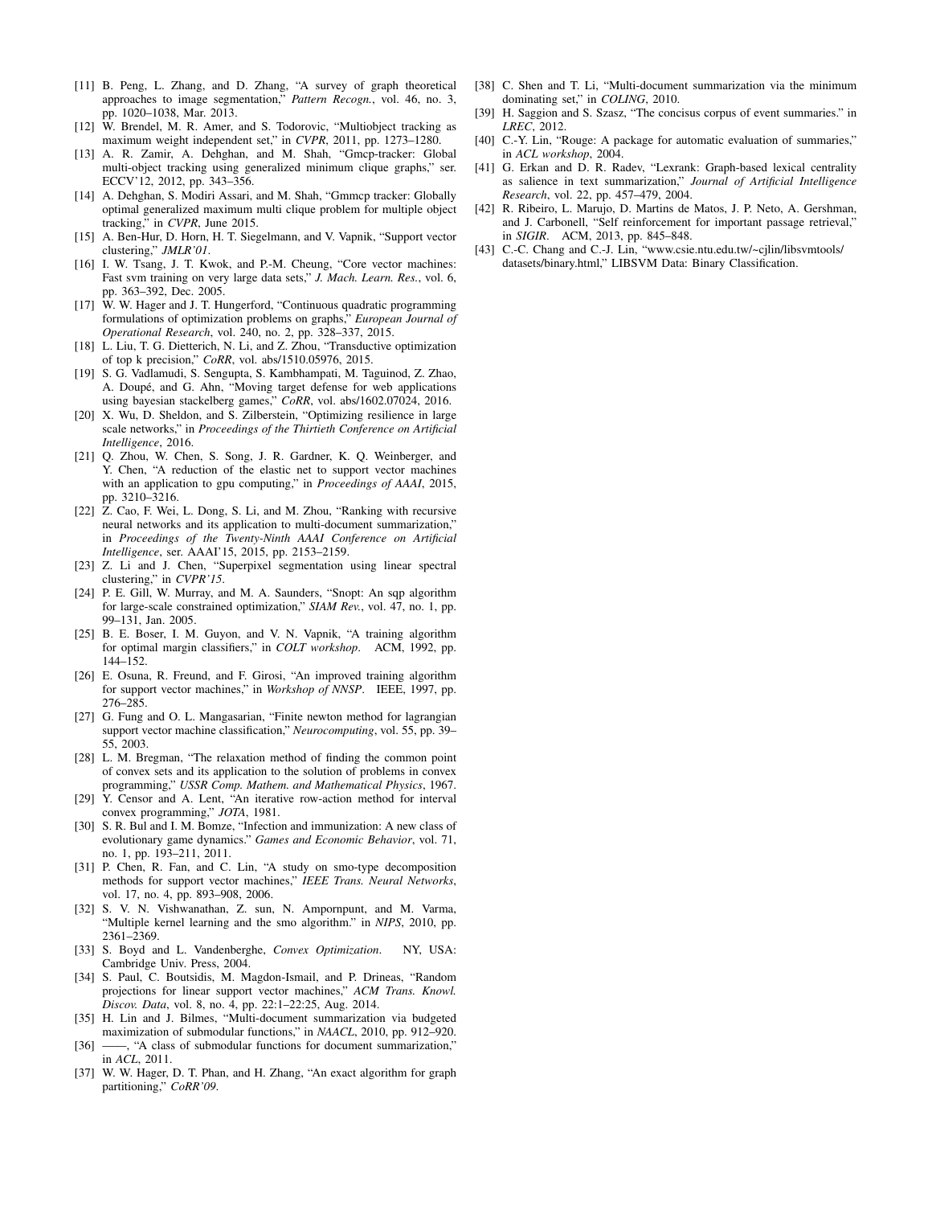[11] B. Peng, L. Zhang, and D. Zhang, "A survey of graph theoretical approaches to image segmentation," *Pattern Recogn.*, vol. 46, no. 3, pp. 1020–1038, Mar. 2013.

[12] W. Brendel, M. R. Amer, and S. Todorovic, "Multiobject tracking as maximum weight independent set," in *CVPR*, 2011, pp. 1273–1280.

[13] A. R. Zamir, A. Dehghan, and M. Shah, "Gmcp-tracker: Global multi-object tracking using generalized minimum clique graphs," ser. ECCV'12, 2012, pp. 343–356.

[14] A. Dehghan, S. Modiri Assari, and M. Shah, "Gmmcp tracker: Globally optimal generalized maximum multi clique problem for multiple object tracking," in *CVPR*, June 2015.

[15] A. Ben-Hur, D. Horn, H. T. Siegelmann, and V. Vapnik, "Support vector clustering," *JMLR'01*.

[16] I. W. Tsang, J. T. Kwok, and P.-M. Cheung, "Core vector machines: Fast svm training on very large data sets," *J. Mach. Learn. Res.*, vol. 6, pp. 363–392, Dec. 2005.

[17] W. W. Hager and J. T. Hungerford, "Continuous quadratic programming formulations of optimization problems on graphs," *European Journal of Operational Research*, vol. 240, no. 2, pp. 328–337, 2015.

[18] L. Liu, T. G. Dietterich, N. Li, and Z. Zhou, "Transductive optimization of top k precision," *CoRR*, vol. abs/1510.05976, 2015.

[19] S. G. Vadlamudi, S. Sengupta, S. Kambhampati, M. Taguinod, Z. Zhao, A. Doupé, and G. Ahn, "Moving target defense for web applications using bayesian stackelberg games," *CoRR*, vol. abs/1602.07024, 2016.

[20] X. Wu, D. Sheldon, and S. Zilberstein, "Optimizing resilience in large scale networks," in *Proceedings of the Thirtieth Conference on Artificial Intelligence*, 2016.

[21] Q. Zhou, W. Chen, S. Song, J. R. Gardner, K. Q. Weinberger, and Y. Chen, "A reduction of the elastic net to support vector machines with an application to gpu computing," in *Proceedings of AAAI*, 2015, pp. 3210–3216.

[22] Z. Cao, F. Wei, L. Dong, S. Li, and M. Zhou, "Ranking with recursive neural networks and its application to multi-document summarization," in *Proceedings of the Twenty-Ninth AAAI Conference on Artificial Intelligence*, ser. AAAI'15, 2015, pp. 2153–2159.

[23] Z. Li and J. Chen, "Superpixel segmentation using linear spectral clustering," in *CVPR'15*.

[24] P. E. Gill, W. Murray, and M. A. Saunders, "Snopt: An sqp algorithm for large-scale constrained optimization," *SIAM Rev.*, vol. 47, no. 1, pp. 99–131, Jan. 2005.

[25] B. E. Boser, I. M. Guyon, and V. N. Vapnik, "A training algorithm for optimal margin classifiers," in *COLT workshop*. ACM, 1992, pp. 144–152.

[26] E. Osuna, R. Freund, and F. Girosi, "An improved training algorithm for support vector machines," in *Workshop of NNSP*. IEEE, 1997, pp. 276–285.

[27] G. Fung and O. L. Mangasarian, "Finite newton method for lagrangian support vector machine classification," *Neurocomputing*, vol. 55, pp. 39–55, 2003.

[28] L. M. Bregman, "The relaxation method of finding the common point of convex sets and its application to the solution of problems in convex programming," *USSR Comp. Mathem. and Mathematical Physics*, 1967.

[29] Y. Censor and A. Lent, "An iterative row-action method for interval convex programming," *JOTA*, 1981.

[30] S. R. Bul and I. M. Bomze, "Infection and immunization: A new class of evolutionary game dynamics." *Games and Economic Behavior*, vol. 71, no. 1, pp. 193–211, 2011.

[31] P. Chen, R. Fan, and C. Lin, "A study on smo-type decomposition methods for support vector machines," *IEEE Trans. Neural Networks*, vol. 17, no. 4, pp. 893–908, 2006.

[32] S. V. N. Vishwanathan, Z. sun, N. Ampornpunt, and M. Varma, "Multiple kernel learning and the smo algorithm." in *NIPS*, 2010, pp. 2361–2369.

[33] S. Boyd and L. Vandenberghe, *Convex Optimization*. NY, USA: Cambridge Univ. Press, 2004.

[34] S. Paul, C. Boutsidis, M. Magdon-Ismail, and P. Drineas, "Random projections for linear support vector machines," *ACM Trans. Knowl. Discov. Data*, vol. 8, no. 4, pp. 22:1–22:25, Aug. 2014.

[35] H. Lin and J. Bilmes, "Multi-document summarization via budgeted maximization of submodular functions," in *NAACL*, 2010, pp. 912–920.

[36] ——, "A class of submodular functions for document summarization," in *ACL*, 2011.

[37] W. W. Hager, D. T. Phan, and H. Zhang, "An exact algorithm for graph partitioning," *CoRR'09*.

[38] C. Shen and T. Li, "Multi-document summarization via the minimum dominating set," in *COLING*, 2010.

[39] H. Saggion and S. Szasz, "The concisus corpus of event summaries." in *LREC*, 2012.

[40] C.-Y. Lin, "Rouge: A package for automatic evaluation of summaries," in *ACL workshop*, 2004.

[41] G. Erkan and D. R. Radev, "Lexrank: Graph-based lexical centrality as salience in text summarization," *Journal of Artificial Intelligence Research*, vol. 22, pp. 457–479, 2004.

[42] R. Ribeiro, L. Marujo, D. Martins de Matos, J. P. Neto, A. Gershman, and J. Carbonell, "Self reinforcement for important passage retrieval," in *SIGIR*. ACM, 2013, pp. 845–848.

[43] C.-C. Chang and C.-J. Lin, "www.csie.ntu.edu.tw/~cjlin/libsvmtools/datasets/binary.html," LIBSVM Data: Binary Classification.